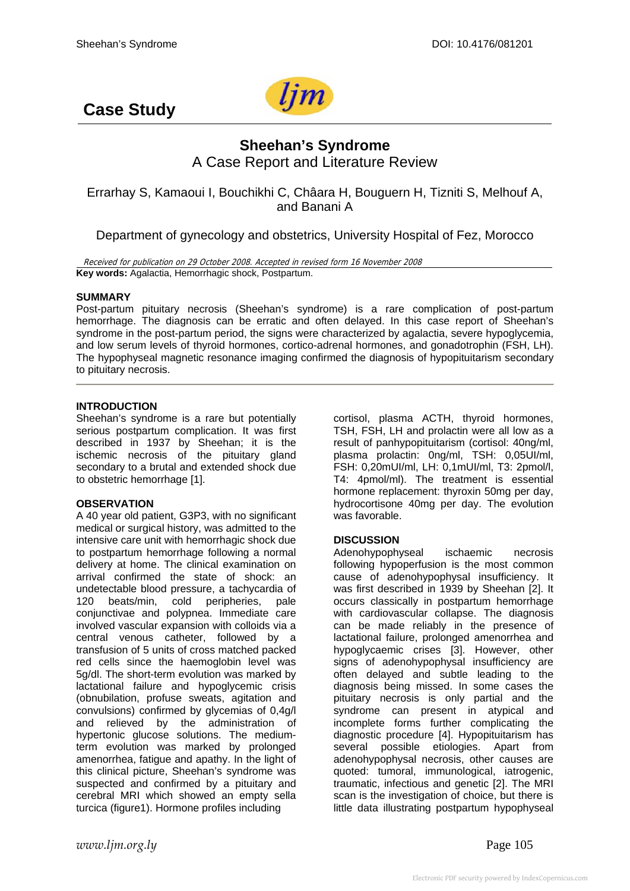# Case Study

## Sheehan's Syndrome
A Case Report and Literature Review

Errarhay S, Kamaoui I, Bouchikhi C, Châara H, Bouguern H, Tizniti S, Melhouf A, and Banani A

Department of gynecology and obstetrics, University Hospital of Fez, Morocco

*Received for publication on 29 October 2008. Accepted in revised form 16 November 2008*

**Key words:** Agalactia, Hemorrhagic shock, Postpartum.

**SUMMARY**

Post-partum pituitary necrosis (Sheehan's syndrome) is a rare complication of post-partum hemorrhage. The diagnosis can be erratic and often delayed. In this case report of Sheehan's syndrome in the post-partum period, the signs were characterized by agalactia, severe hypoglycemia, and low serum levels of thyroid hormones, cortico-adrenal hormones, and gonadotrophin (FSH, LH). The hypophyseal magnetic resonance imaging confirmed the diagnosis of hypopituitarism secondary to pituitary necrosis.

**INTRODUCTION**

Sheehan's syndrome is a rare but potentially serious postpartum complication. It was first described in 1937 by Sheehan; it is the ischemic necrosis of the pituitary gland secondary to a brutal and extended shock due to obstetric hemorrhage [1].

**OBSERVATION**

A 40 year old patient, G3P3, with no significant medical or surgical history, was admitted to the intensive care unit with hemorrhagic shock due to postpartum hemorrhage following a normal delivery at home. The clinical examination on arrival confirmed the state of shock: an undetectable blood pressure, a tachycardia of 120 beats/min, cold peripheries, pale conjunctivae and polypnea. Immediate care involved vascular expansion with colloids via a central venous catheter, followed by a transfusion of 5 units of cross matched packed red cells since the haemoglobin level was 5g/dl. The short-term evolution was marked by lactational failure and hypoglycemic crisis (obnubilation, profuse sweats, agitation and convulsions) confirmed by glycemias of 0,4g/l and relieved by the administration of hypertonic glucose solutions. The medium-term evolution was marked by prolonged amenorrhea, fatigue and apathy. In the light of this clinical picture, Sheehan's syndrome was suspected and confirmed by a pituitary and cerebral MRI which showed an empty sella turcica (figure1). Hormone profiles including cortisol, plasma ACTH, thyroid hormones, TSH, FSH, LH and prolactin were all low as a result of panhypopituitarism (cortisol: 40ng/ml, plasma prolactin: 0ng/ml, TSH: 0,05UI/ml, FSH: 0,20mUI/ml, LH: 0,1mUI/ml, T3: 2pmol/l, T4: 4pmol/ml). The treatment is essential hormone replacement: thyroxin 50mg per day, hydrocortisone 40mg per day. The evolution was favorable.

**DISCUSSION**

Adenohypophyseal ischaemic necrosis following hypoperfusion is the most common cause of adenohypophysal insufficiency. It was first described in 1939 by Sheehan [2]. It occurs classically in postpartum hemorrhage with cardiovascular collapse. The diagnosis can be made reliably in the presence of lactational failure, prolonged amenorrhea and hypoglycaemic crises [3]. However, other signs of adenohypophysal insufficiency are often delayed and subtle leading to the diagnosis being missed. In some cases the pituitary necrosis is only partial and the syndrome can present in atypical and incomplete forms further complicating the diagnostic procedure [4]. Hypopituitarism has several possible etiologies. Apart from adenohypophysal necrosis, other causes are quoted: tumoral, immunological, iatrogenic, traumatic, infectious and genetic [2]. The MRI scan is the investigation of choice, but there is little data illustrating postpartum hypophyseal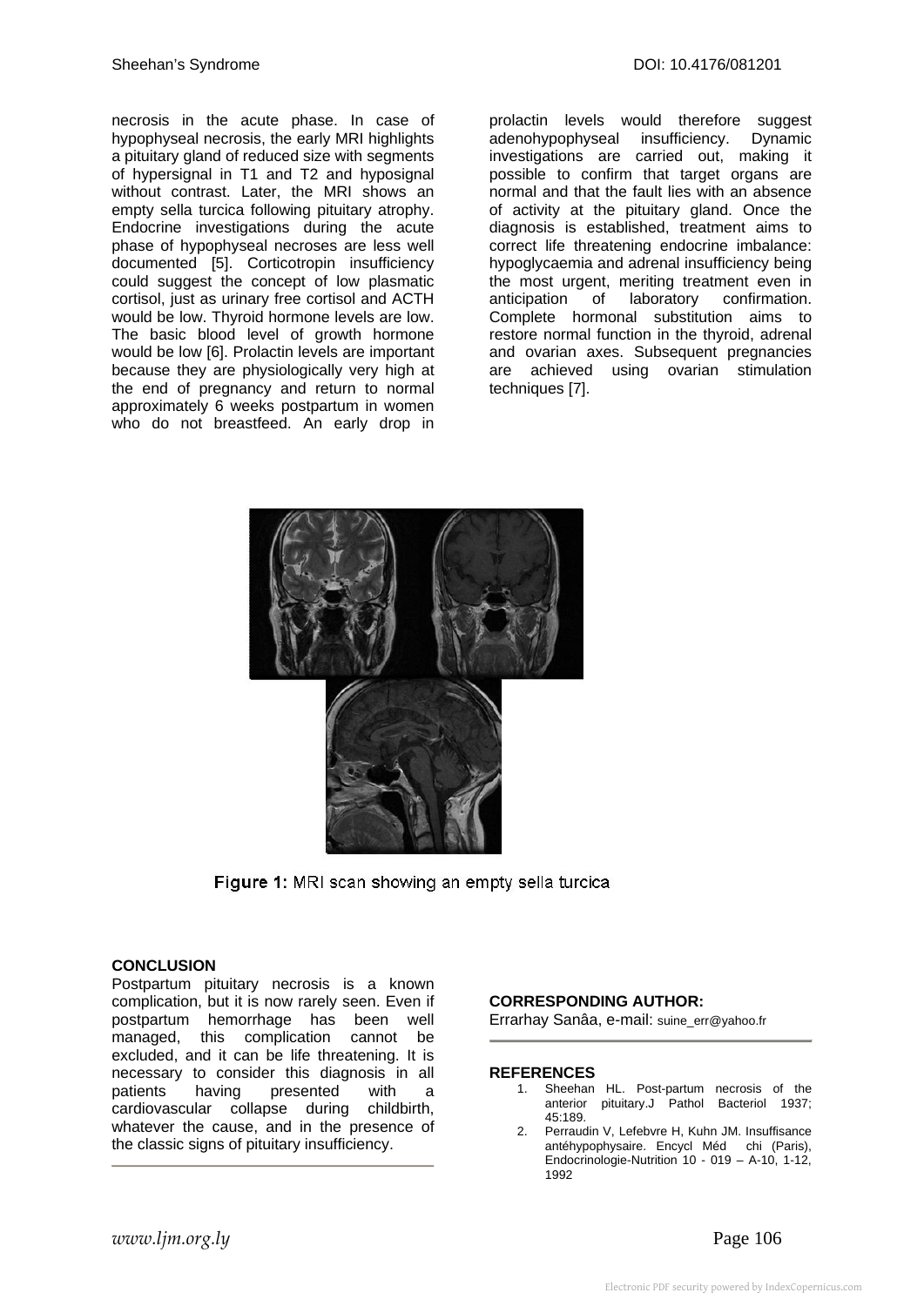necrosis in the acute phase. In case of hypophyseal necrosis, the early MRI highlights a pituitary gland of reduced size with segments of hypersignal in T1 and T2 and hyposignal without contrast. Later, the MRI shows an empty sella turcica following pituitary atrophy. Endocrine investigations during the acute phase of hypophyseal necroses are less well documented [5]. Corticotropin insufficiency could suggest the concept of low plasmatic cortisol, just as urinary free cortisol and ACTH would be low. Thyroid hormone levels are low. The basic blood level of growth hormone would be low [6]. Prolactin levels are important because they are physiologically very high at the end of pregnancy and return to normal approximately 6 weeks postpartum in women who do not breastfeed. An early drop in prolactin levels would therefore suggest adenohypophyseal insufficiency. Dynamic investigations are carried out, making it possible to confirm that target organs are normal and that the fault lies with an absence of activity at the pituitary gland. Once the diagnosis is established, treatment aims to correct life threatening endocrine imbalance: hypoglycaemia and adrenal insufficiency being the most urgent, meriting treatment even in anticipation of laboratory confirmation. Complete hormonal substitution aims to restore normal function in the thyroid, adrenal and ovarian axes. Subsequent pregnancies are achieved using ovarian stimulation techniques [7].

**Figure 1:** MRI scan showing an empty sella turcica

## CONCLUSION

Postpartum pituitary necrosis is a known complication, but it is now rarely seen. Even if postpartum hemorrhage has been well managed, this complication cannot be excluded, and it can be life threatening. It is necessary to consider this diagnosis in all patients having presented with a cardiovascular collapse during childbirth, whatever the cause, and in the presence of the classic signs of pituitary insufficiency.

**CORRESPONDING AUTHOR:**
Errarhay Sanâa, e-mail: suine_err@yahoo.fr

## REFERENCES

1. Sheehan HL. Post-partum necrosis of the anterior pituitary.J Pathol Bacteriol 1937; 45:189.
2. Perraudin V, Lefebvre H, Kuhn JM. Insuffisance antéhypophysaire. Encycl Méd chi (Paris), Endocrinologie-Nutrition 10 - 019 – A-10, 1-12, 1992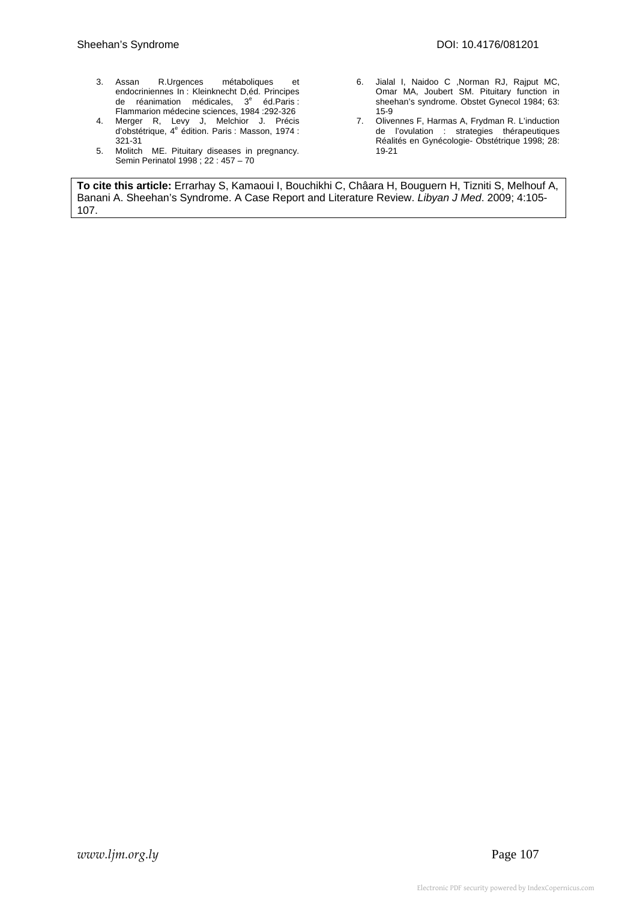3. Assan R.Urgences métaboliques et endocriniennes In : Kleinknecht D,éd. Principes de réanimation médicales, 3[e] éd.Paris : Flammarion médecine sciences, 1984 :292-326
4. Merger R, Levy J, Melchior J. Précis d'obstétrique, 4[e] édition. Paris : Masson, 1974 : 321-31
5. Molitch ME. Pituitary diseases in pregnancy. Semin Perinatol 1998 ; 22 : 457 – 70
6. Jialal I, Naidoo C ,Norman RJ, Rajput MC, Omar MA, Joubert SM. Pituitary function in sheehan's syndrome. Obstet Gynecol 1984; 63: 15-9
7. Olivennes F, Harmas A, Frydman R. L'induction de l'ovulation : strategies thérapeutiques Réalités en Gynécologie- Obstétrique 1998; 28: 19-21

**To cite this article:** Errarhay S, Kamaoui I, Bouchikhi C, Châara H, Bouguern H, Tizniti S, Melhouf A, Banani A. Sheehan's Syndrome. A Case Report and Literature Review. *Libyan J Med*. 2009; 4:105-107.